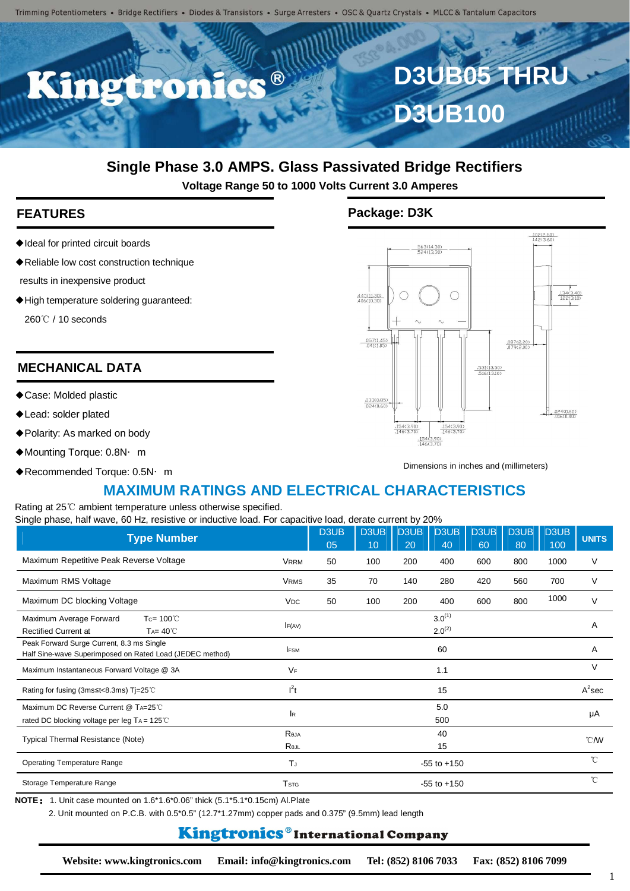Trimming Potentiometers • Bridge Rectifiers • Diodes & Transistors • Surge Arresters • OSC & Quartz Crystals • MLCC & Tantalum Capacitors

# Kingtronics®

# D3UB05 THRU D3UB100

## Single Phase 3.0 AMPS. Glass Passivated Bridge Rectifiers

**Voltage Range 50 to 1000 Volts Current 3.0 Amperes**

## FEATURES

- ◆Ideal for printed circuit boards
- ◆Reliable low cost construction technique results in inexpensive product
- ◆High temperature soldering guaranteed: 260℃ / 10 seconds

## MECHANICAL DATA

- ◆Case: Molded plastic
- ◆Lead: solder plated
- ◆Polarity: As marked on body
- ◆Mounting Torque: 0.8N· m
- ◆Recommended Torque: 0.5N· m

## Package: D3K

Dimensions in inches and (millimeters)

## MAXIMUM RATINGS AND ELECTRICAL CHARACTERISTICS

Rating at 25℃ ambient temperature unless otherwise specified.
Single phase, half wave, 60 Hz, resistive or inductive load. For capacitive load, derate current by 20%

| Type Number | | D3UB 05 | D3UB 10 | D3UB 20 | D3UB 40 | D3UB 60 | D3UB 80 | D3UB 100 | UNITS |
|---|---|---|---|---|---|---|---|---|---|
| Maximum Repetitive Peak Reverse Voltage | $V_{RRM}$ | 50 | 100 | 200 | 400 | 600 | 800 | 1000 | V |
| Maximum RMS Voltage | $V_{RMS}$ | 35 | 70 | 140 | 280 | 420 | 560 | 700 | V |
| Maximum DC blocking Voltage | $V_{DC}$ | 50 | 100 | 200 | 400 | 600 | 800 | 1000 | V |
| Maximum Average Forward Rectified Current at $T_C$= 100℃ / $T_A$= 40℃ | $I_{F(AV)}$ | | | | 3.0[1] / 2.0[2] | | | | A |
| Peak Forward Surge Current, 8.3 ms Single Half Sine-wave Superimposed on Rated Load (JEDEC method) | $I_{FSM}$ | | | | 60 | | | | A |
| Maximum Instantaneous Forward Voltage @ 3A | $V_F$ | | | | 1.1 | | | | V |
| Rating for fusing (3ms≤t<8.3ms) Tj=25℃ | $I^2t$ | | | | 15 | | | | $A^2$sec |
| Maximum DC Reverse Current @ $T_A$=25℃ / rated DC blocking voltage per leg $T_A$ = 125℃ | $I_R$ | | | | 5.0 / 500 | | | | μA |
| Typical Thermal Resistance (Note) | $R_{\theta JA}$ / $R_{\theta JL}$ | | | | 40 / 15 | | | | ℃/W |
| Operating Temperature Range | $T_J$ | | | | -55 to +150 | | | | ℃ |
| Storage Temperature Range | $T_{STG}$ | | | | -55 to +150 | | | | ℃ |

**NOTE：** 1. Unit case mounted on 1.6*1.6*0.06" thick (5.1*5.1*0.15cm) Al.Plate
2. Unit mounted on P.C.B. with 0.5*0.5" (12.7*1.27mm) copper pads and 0.375" (9.5mm) lead length

**Kingtronics® International Company**

**Website: www.kingtronics.com Email: info@kingtronics.com Tel: (852) 8106 7033 Fax: (852) 8106 7099**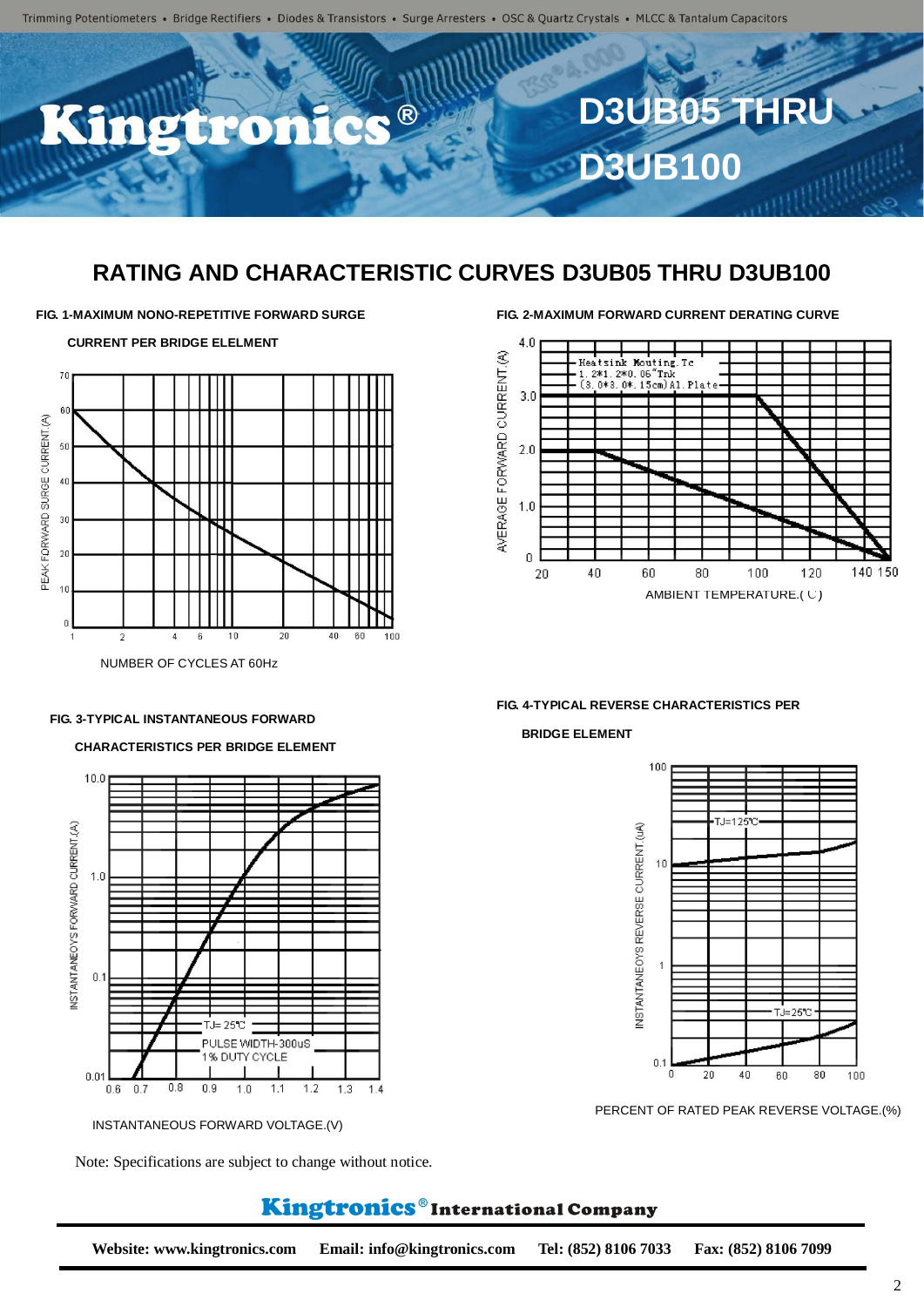Trimming Potentiometers • Bridge Rectifiers • Diodes & Transistors • Surge Arresters • OSC & Quartz Crystals • MLCC & Tantalum Capacitors

Kingtronics®

# D3UB05 THRU D3UB100

## RATING AND CHARACTERISTIC CURVES D3UB05 THRU D3UB100

**FIG. 1-MAXIMUM NONO-REPETITIVE FORWARD SURGE CURRENT PER BRIDGE ELELMENT**

PEAK FORWARD SURGE CURRENT.(A)

70
60
50
40
30
20
10
0

1 2 4 6 10 20 40 60 100

NUMBER OF CYCLES AT 60Hz

**FIG. 2-MAXIMUM FORWARD CURRENT DERATING CURVE**

AVERAGE FORWARD CURRENT (A)

4.0
3.0
2.0
1.0
0

Heatsink Mouting.Tc
1.2*1.2*0.06"Tnk
(3.0*3.0*.15cm)Al.Plate

20 40 60 80 100 120 140 150

AMBIENT TEMPERATURE.( ℃)

**FIG. 3-TYPICAL INSTANTANEOUS FORWARD CHARACTERISTICS PER BRIDGE ELEMENT**

INSTANTANEOYS FORWARD CURRENT.(A)

10.0
1.0
0.1
0.01

TJ= 25℃
PULSE WIDTH-300uS
1% DUTY CYCLE

0.6 0.7 0.8 0.9 1.0 1.1 1.2 1.3 1.4

INSTANTANEOUS FORWARD VOLTAGE.(V)

**FIG. 4-TYPICAL REVERSE CHARACTERISTICS PER BRIDGE ELEMENT**

INSTANTANEOYS REVERSE CURRENT.(uA)

100
10
1
0.1

TJ=125℃
TJ=25℃

0 20 40 60 80 100

PERCENT OF RATED PEAK REVERSE VOLTAGE.(%)

Note: Specifications are subject to change without notice.

**Kingtronics® International Company**

**Website: www.kingtronics.com Email: info@kingtronics.com Tel: (852) 8106 7033 Fax: (852) 8106 7099**